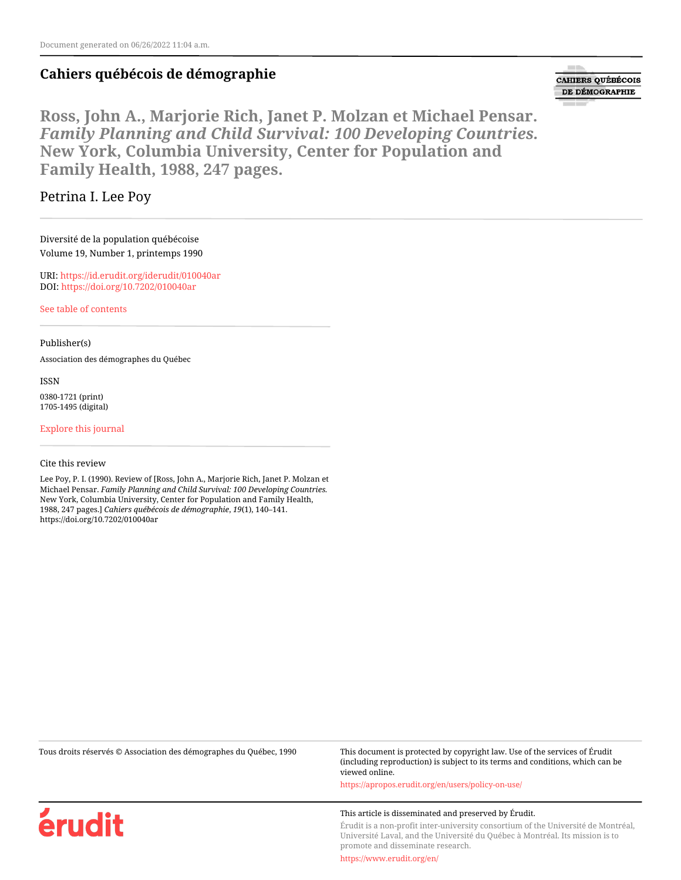Document generated on 06/26/2022 11:04 a.m.

## Cahiers québécois de démographie

# Ross, John A., Marjorie Rich, Janet P. Molzan et Michael Pensar. *Family Planning and Child Survival: 100 Developing Countries.* New York, Columbia University, Center for Population and Family Health, 1988, 247 pages.

Petrina I. Lee Poy

---

Diversité de la population québécoise
Volume 19, Number 1, printemps 1990

URI: https://id.erudit.org/iderudit/010040ar
DOI: https://doi.org/10.7202/010040ar

See table of contents

---

Publisher(s)

Association des démographes du Québec

ISSN

0380-1721 (print)
1705-1495 (digital)

Explore this journal

---

Cite this review

Lee Poy, P. I. (1990). Review of [Ross, John A., Marjorie Rich, Janet P. Molzan et Michael Pensar. *Family Planning and Child Survival: 100 Developing Countries.* New York, Columbia University, Center for Population and Family Health, 1988, 247 pages.] *Cahiers québécois de démographie*, *19*(1), 140–141. https://doi.org/10.7202/010040ar

---

Tous droits réservés © Association des démographes du Québec, 1990

This document is protected by copyright law. Use of the services of Érudit (including reproduction) is subject to its terms and conditions, which can be viewed online.

https://apropos.erudit.org/en/users/policy-on-use/

This article is disseminated and preserved by Érudit.

Érudit is a non-profit inter-university consortium of the Université de Montréal, Université Laval, and the Université du Québec à Montréal. Its mission is to promote and disseminate research.

https://www.erudit.org/en/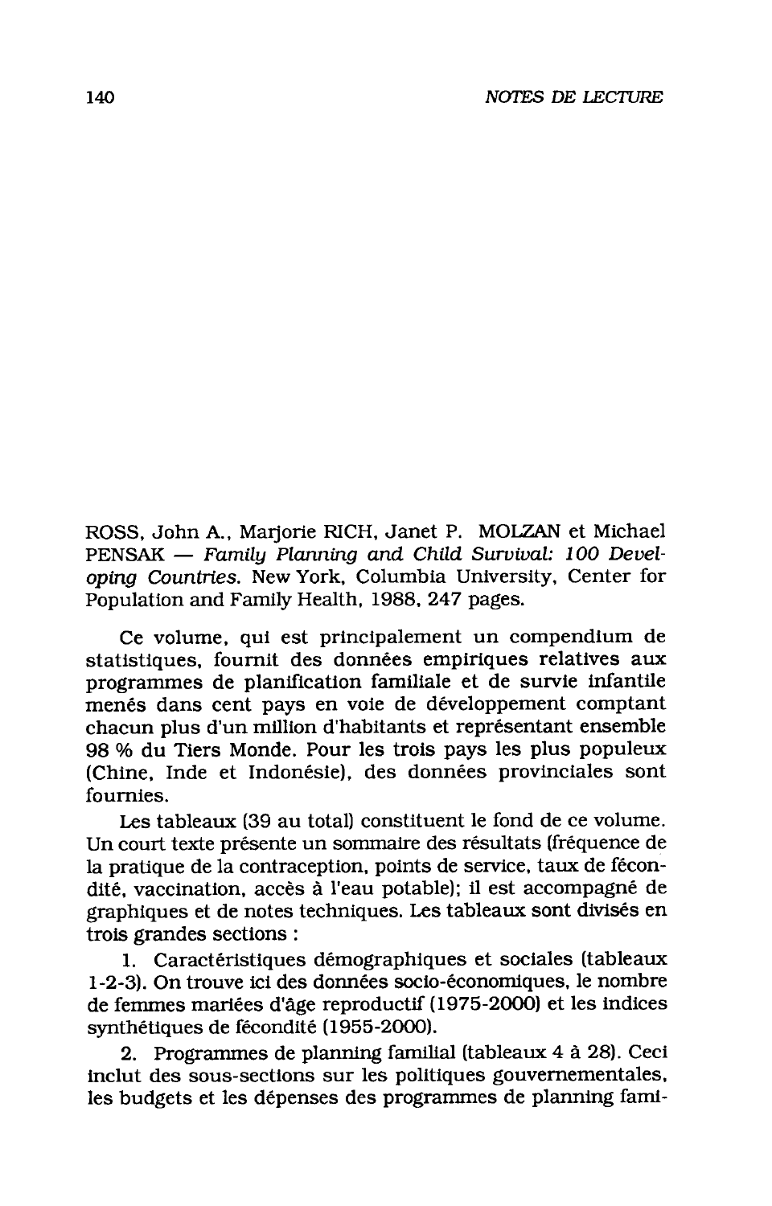ROSS, John A., Marjorie RICH, Janet P. MOLZAN et Michael PENSAK — *Family Planning and Child Survival: 100 Developing Countries.* New York, Columbia University, Center for Population and Family Health, 1988, 247 pages.

Ce volume, qui est principalement un compendium de statistiques, fournit des données empiriques relatives aux programmes de planification familiale et de survie infantile menés dans cent pays en voie de développement comptant chacun plus d'un million d'habitants et représentant ensemble 98 % du Tiers Monde. Pour les trois pays les plus populeux (Chine, Inde et Indonésie), des données provinciales sont fournies.

Les tableaux (39 au total) constituent le fond de ce volume. Un court texte présente un sommaire des résultats (fréquence de la pratique de la contraception, points de service, taux de fécondité, vaccination, accès à l'eau potable); il est accompagné de graphiques et de notes techniques. Les tableaux sont divisés en trois grandes sections :

1. Caractéristiques démographiques et sociales (tableaux 1-2-3). On trouve ici des données socio-économiques, le nombre de femmes mariées d'âge reproductif (1975-2000) et les indices synthétiques de fécondité (1955-2000).

2. Programmes de planning familial (tableaux 4 à 28). Ceci inclut des sous-sections sur les politiques gouvernementales, les budgets et les dépenses des programmes de planning fami-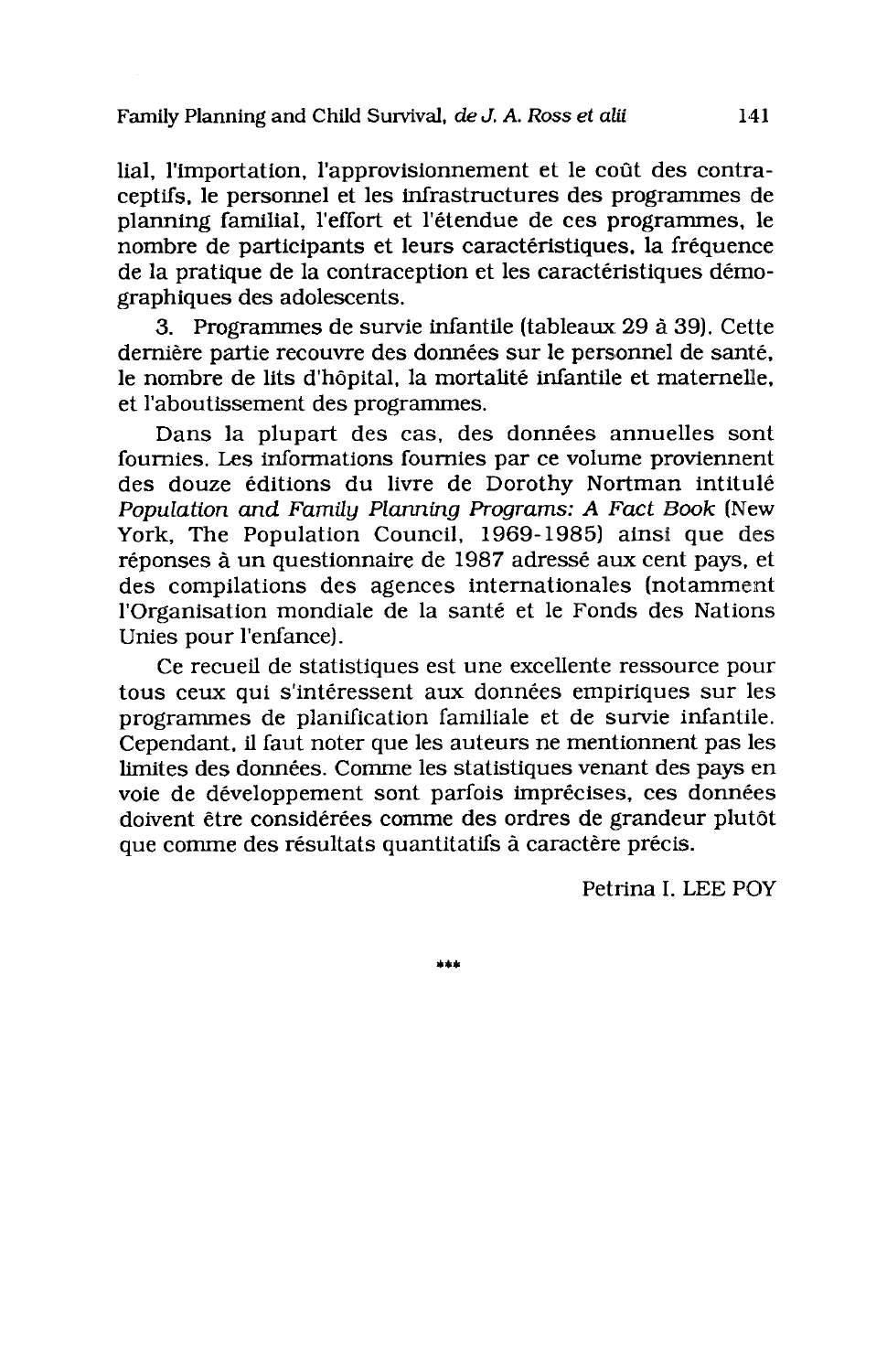lial, l'importation, l'approvisionnement et le coût des contraceptifs, le personnel et les infrastructures des programmes de planning familial, l'effort et l'étendue de ces programmes, le nombre de participants et leurs caractéristiques, la fréquence de la pratique de la contraception et les caractéristiques démographiques des adolescents.

3. Programmes de survie infantile (tableaux 29 à 39). Cette dernière partie recouvre des données sur le personnel de santé, le nombre de lits d'hôpital, la mortalité infantile et maternelle, et l'aboutissement des programmes.

Dans la plupart des cas, des données annuelles sont fournies. Les informations fournies par ce volume proviennent des douze éditions du livre de Dorothy Nortman intitulé *Population and Family Planning Programs: A Fact Book* (New York, The Population Council, 1969-1985) ainsi que des réponses à un questionnaire de 1987 adressé aux cent pays, et des compilations des agences internationales (notamment l'Organisation mondiale de la santé et le Fonds des Nations Unies pour l'enfance).

Ce recueil de statistiques est une excellente ressource pour tous ceux qui s'intéressent aux données empiriques sur les programmes de planification familiale et de survie infantile. Cependant, il faut noter que les auteurs ne mentionnent pas les limites des données. Comme les statistiques venant des pays en voie de développement sont parfois imprécises, ces données doivent être considérées comme des ordres de grandeur plutôt que comme des résultats quantitatifs à caractère précis.

Petrina I. LEE POY

***